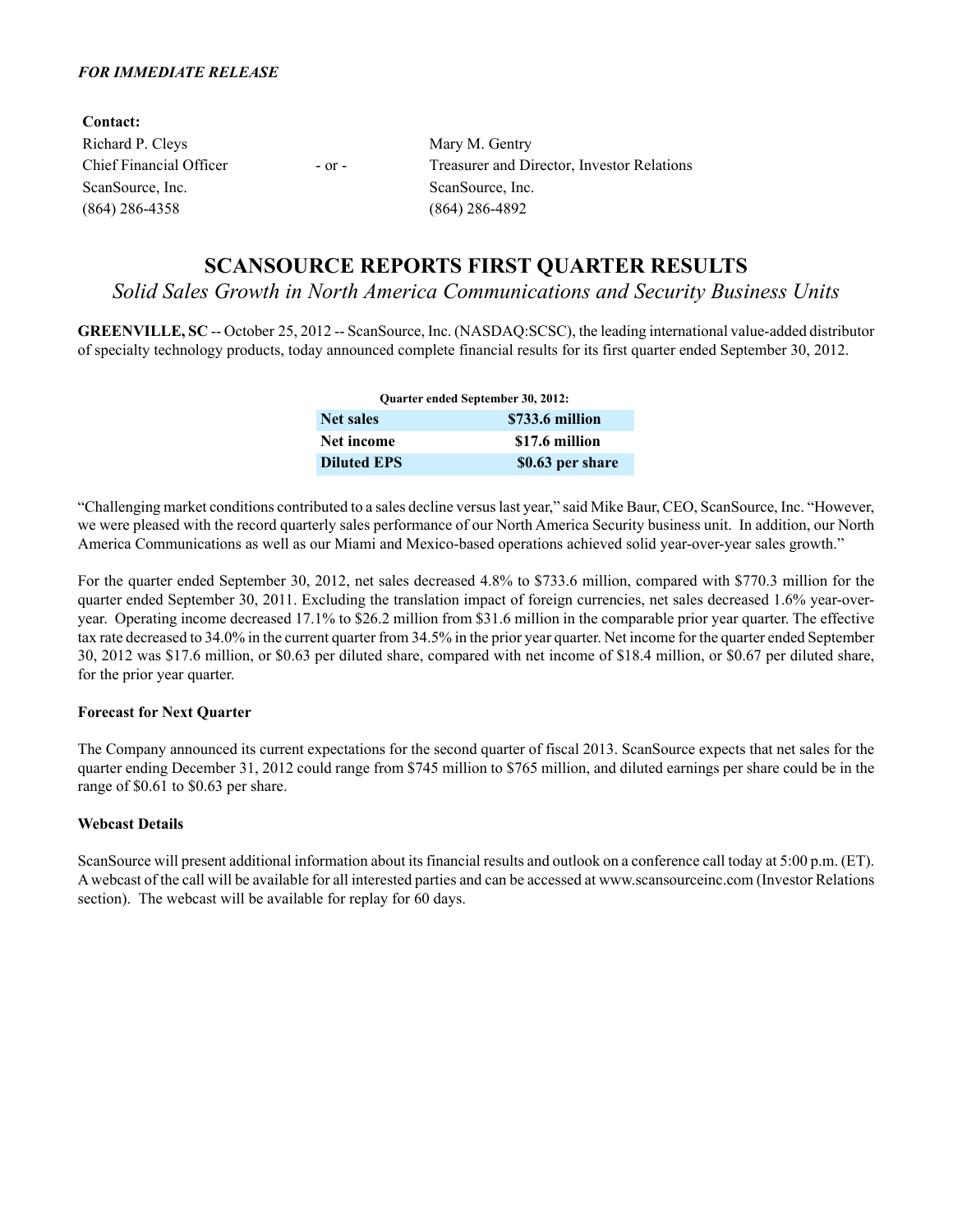*FOR IMMEDIATE RELEASE*

**Contact:**

| | | |
|---|---|---|
| Richard P. Cleys | - or - | Mary M. Gentry |
| Chief Financial Officer | | Treasurer and Director, Investor Relations |
| ScanSource, Inc. | | ScanSource, Inc. |
| (864) 286-4358 | | (864) 286-4892 |

# SCANSOURCE REPORTS FIRST QUARTER RESULTS

*Solid Sales Growth in North America Communications and Security Business Units*

**GREENVILLE, SC** -- October 25, 2012 -- ScanSource, Inc. (NASDAQ:SCSC), the leading international value-added distributor of specialty technology products, today announced complete financial results for its first quarter ended September 30, 2012.

| Quarter ended September 30, 2012: | |
|---|---|
| **Net sales** | **$733.6 million** |
| **Net income** | **$17.6 million** |
| **Diluted EPS** | **$0.63 per share** |

"Challenging market conditions contributed to a sales decline versus last year," said Mike Baur, CEO, ScanSource, Inc. "However, we were pleased with the record quarterly sales performance of our North America Security business unit. In addition, our North America Communications as well as our Miami and Mexico-based operations achieved solid year-over-year sales growth."

For the quarter ended September 30, 2012, net sales decreased 4.8% to $733.6 million, compared with $770.3 million for the quarter ended September 30, 2011. Excluding the translation impact of foreign currencies, net sales decreased 1.6% year-over-year. Operating income decreased 17.1% to $26.2 million from $31.6 million in the comparable prior year quarter. The effective tax rate decreased to 34.0% in the current quarter from 34.5% in the prior year quarter. Net income for the quarter ended September 30, 2012 was $17.6 million, or $0.63 per diluted share, compared with net income of $18.4 million, or $0.67 per diluted share, for the prior year quarter.

**Forecast for Next Quarter**

The Company announced its current expectations for the second quarter of fiscal 2013. ScanSource expects that net sales for the quarter ending December 31, 2012 could range from $745 million to $765 million, and diluted earnings per share could be in the range of $0.61 to $0.63 per share.

**Webcast Details**

ScanSource will present additional information about its financial results and outlook on a conference call today at 5:00 p.m. (ET). A webcast of the call will be available for all interested parties and can be accessed at www.scansourceinc.com (Investor Relations section). The webcast will be available for replay for 60 days.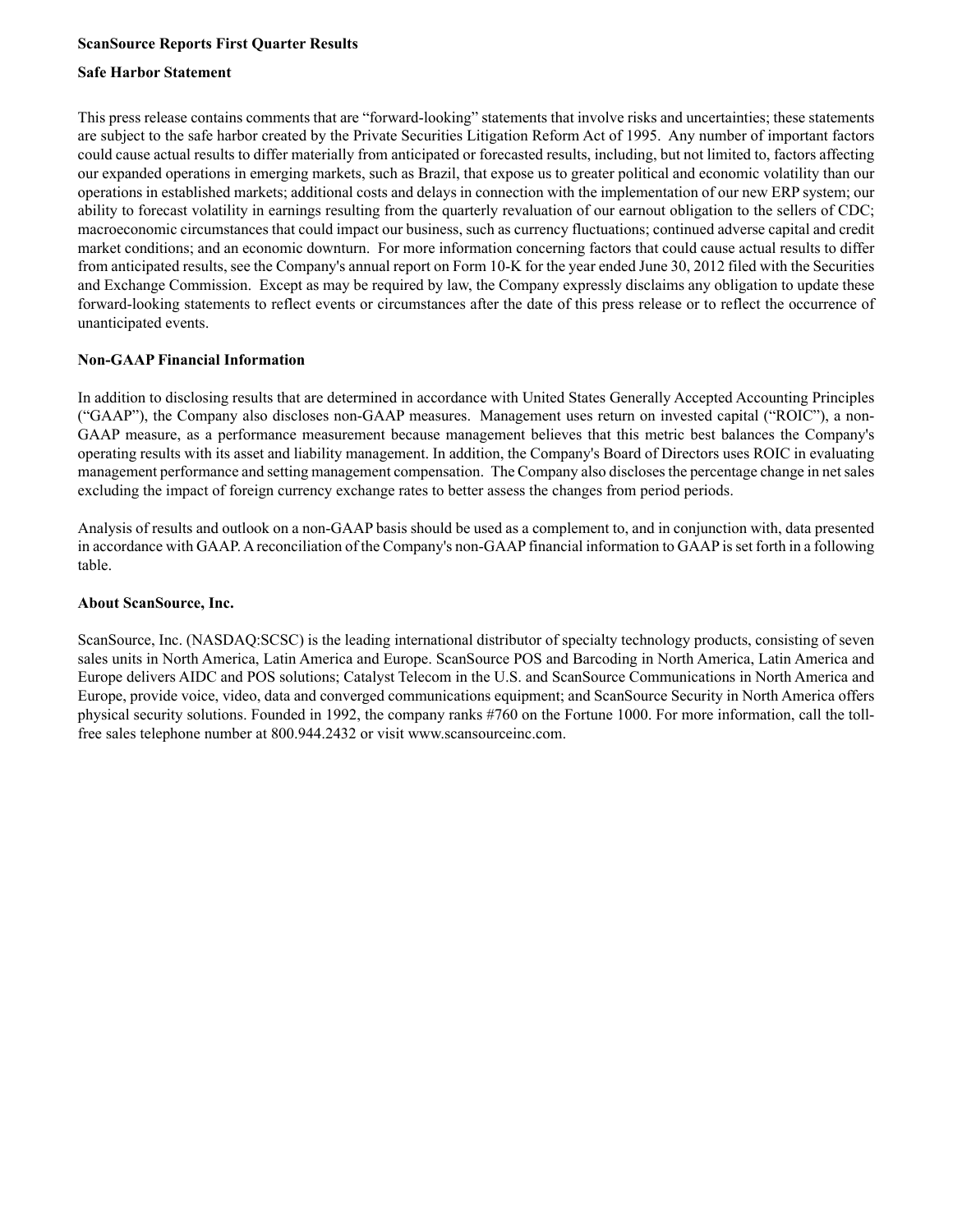**ScanSource Reports First Quarter Results**

**Safe Harbor Statement**

This press release contains comments that are "forward-looking" statements that involve risks and uncertainties; these statements are subject to the safe harbor created by the Private Securities Litigation Reform Act of 1995. Any number of important factors could cause actual results to differ materially from anticipated or forecasted results, including, but not limited to, factors affecting our expanded operations in emerging markets, such as Brazil, that expose us to greater political and economic volatility than our operations in established markets; additional costs and delays in connection with the implementation of our new ERP system; our ability to forecast volatility in earnings resulting from the quarterly revaluation of our earnout obligation to the sellers of CDC; macroeconomic circumstances that could impact our business, such as currency fluctuations; continued adverse capital and credit market conditions; and an economic downturn. For more information concerning factors that could cause actual results to differ from anticipated results, see the Company's annual report on Form 10-K for the year ended June 30, 2012 filed with the Securities and Exchange Commission. Except as may be required by law, the Company expressly disclaims any obligation to update these forward-looking statements to reflect events or circumstances after the date of this press release or to reflect the occurrence of unanticipated events.

**Non-GAAP Financial Information**

In addition to disclosing results that are determined in accordance with United States Generally Accepted Accounting Principles ("GAAP"), the Company also discloses non-GAAP measures. Management uses return on invested capital ("ROIC"), a non-GAAP measure, as a performance measurement because management believes that this metric best balances the Company's operating results with its asset and liability management. In addition, the Company's Board of Directors uses ROIC in evaluating management performance and setting management compensation. The Company also discloses the percentage change in net sales excluding the impact of foreign currency exchange rates to better assess the changes from period periods.

Analysis of results and outlook on a non-GAAP basis should be used as a complement to, and in conjunction with, data presented in accordance with GAAP. A reconciliation of the Company's non-GAAP financial information to GAAP is set forth in a following table.

**About ScanSource, Inc.**

ScanSource, Inc. (NASDAQ:SCSC) is the leading international distributor of specialty technology products, consisting of seven sales units in North America, Latin America and Europe. ScanSource POS and Barcoding in North America, Latin America and Europe delivers AIDC and POS solutions; Catalyst Telecom in the U.S. and ScanSource Communications in North America and Europe, provide voice, video, data and converged communications equipment; and ScanSource Security in North America offers physical security solutions. Founded in 1992, the company ranks #760 on the Fortune 1000. For more information, call the toll-free sales telephone number at 800.944.2432 or visit www.scansourceinc.com.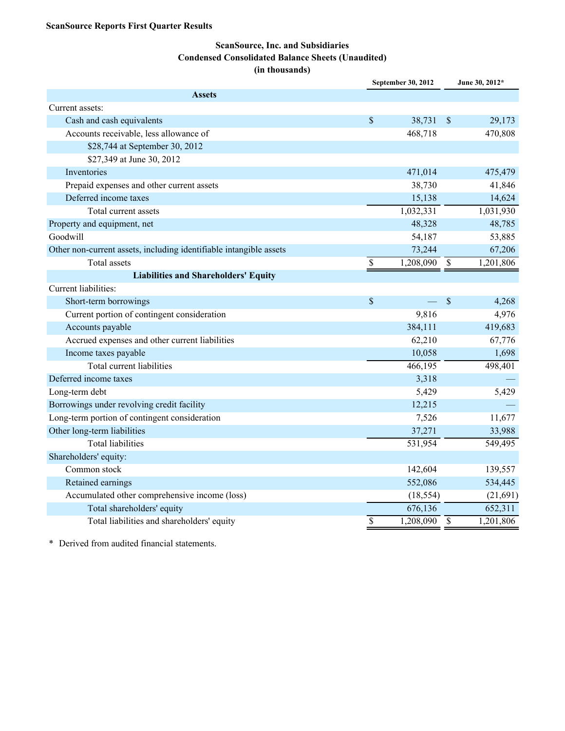**ScanSource Reports First Quarter Results**

**ScanSource, Inc. and Subsidiaries**
**Condensed Consolidated Balance Sheets (Unaudited)**
**(in thousands)**

| | September 30, 2012 | June 30, 2012* |
|---|---|---|
| **Assets** | | |
| Current assets: | | |
| Cash and cash equivalents | $ 38,731 | $ 29,173 |
| Accounts receivable, less allowance of | 468,718 | 470,808 |
| $28,744 at September 30, 2012 | | |
| $27,349 at June 30, 2012 | | |
| Inventories | 471,014 | 475,479 |
| Prepaid expenses and other current assets | 38,730 | 41,846 |
| Deferred income taxes | 15,138 | 14,624 |
| Total current assets | 1,032,331 | 1,031,930 |
| Property and equipment, net | 48,328 | 48,785 |
| Goodwill | 54,187 | 53,885 |
| Other non-current assets, including identifiable intangible assets | 73,244 | 67,206 |
| Total assets | $ 1,208,090 | $ 1,201,806 |
| **Liabilities and Shareholders' Equity** | | |
| Current liabilities: | | |
| Short-term borrowings | $ — | $ 4,268 |
| Current portion of contingent consideration | 9,816 | 4,976 |
| Accounts payable | 384,111 | 419,683 |
| Accrued expenses and other current liabilities | 62,210 | 67,776 |
| Income taxes payable | 10,058 | 1,698 |
| Total current liabilities | 466,195 | 498,401 |
| Deferred income taxes | 3,318 | — |
| Long-term debt | 5,429 | 5,429 |
| Borrowings under revolving credit facility | 12,215 | — |
| Long-term portion of contingent consideration | 7,526 | 11,677 |
| Other long-term liabilities | 37,271 | 33,988 |
| Total liabilities | 531,954 | 549,495 |
| Shareholders' equity: | | |
| Common stock | 142,604 | 139,557 |
| Retained earnings | 552,086 | 534,445 |
| Accumulated other comprehensive income (loss) | (18,554) | (21,691) |
| Total shareholders' equity | 676,136 | 652,311 |
| Total liabilities and shareholders' equity | $ 1,208,090 | $ 1,201,806 |

\* Derived from audited financial statements.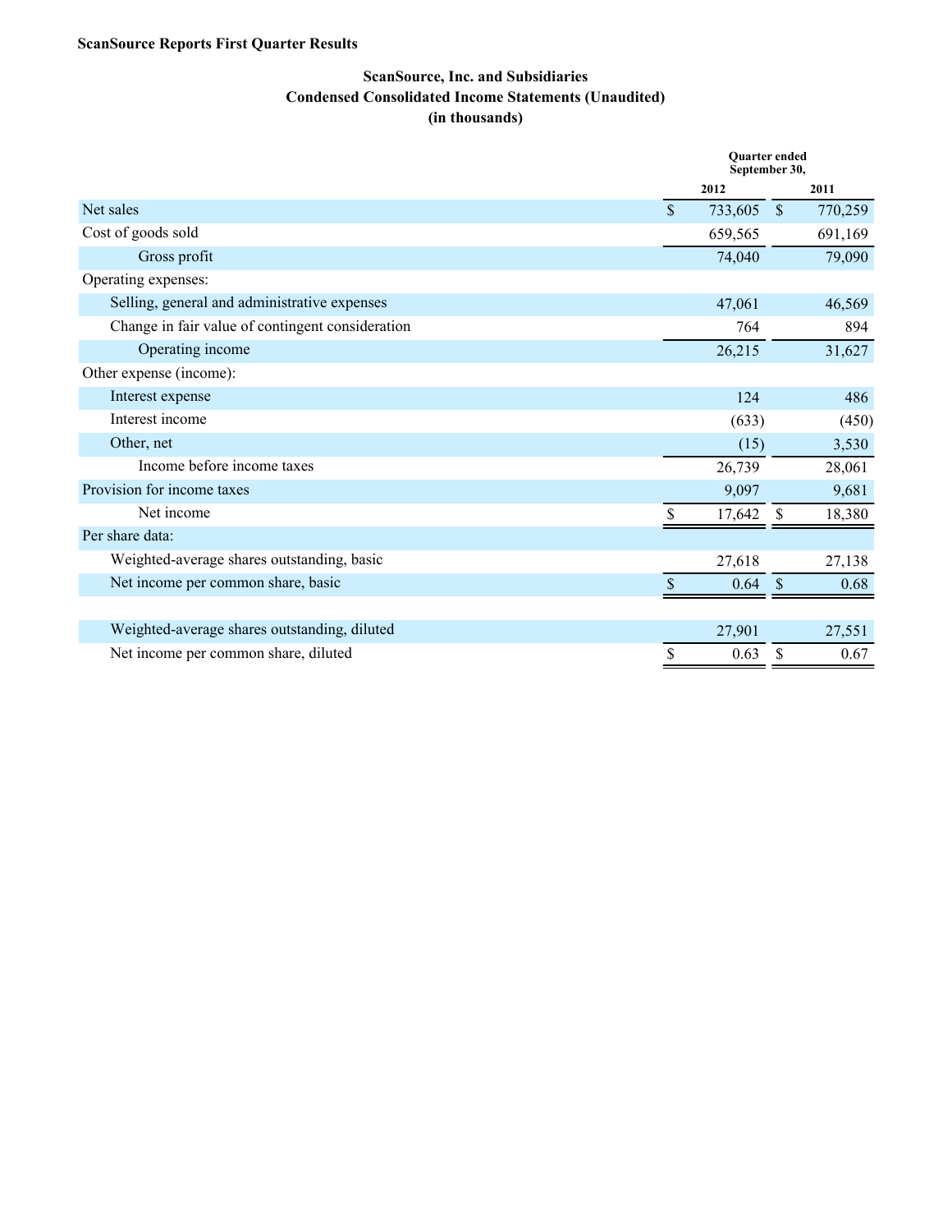**ScanSource Reports First Quarter Results**

**ScanSource, Inc. and Subsidiaries**
**Condensed Consolidated Income Statements (Unaudited)**
**(in thousands)**

| | Quarter ended September 30, | |
|---|---|---|
| | 2012 | 2011 |
| Net sales | $ 733,605 | $ 770,259 |
| Cost of goods sold | 659,565 | 691,169 |
| Gross profit | 74,040 | 79,090 |
| Operating expenses: | | |
| Selling, general and administrative expenses | 47,061 | 46,569 |
| Change in fair value of contingent consideration | 764 | 894 |
| Operating income | 26,215 | 31,627 |
| Other expense (income): | | |
| Interest expense | 124 | 486 |
| Interest income | (633) | (450) |
| Other, net | (15) | 3,530 |
| Income before income taxes | 26,739 | 28,061 |
| Provision for income taxes | 9,097 | 9,681 |
| Net income | $ 17,642 | $ 18,380 |
| Per share data: | | |
| Weighted-average shares outstanding, basic | 27,618 | 27,138 |
| Net income per common share, basic | $ 0.64 | $ 0.68 |
| Weighted-average shares outstanding, diluted | 27,901 | 27,551 |
| Net income per common share, diluted | $ 0.63 | $ 0.67 |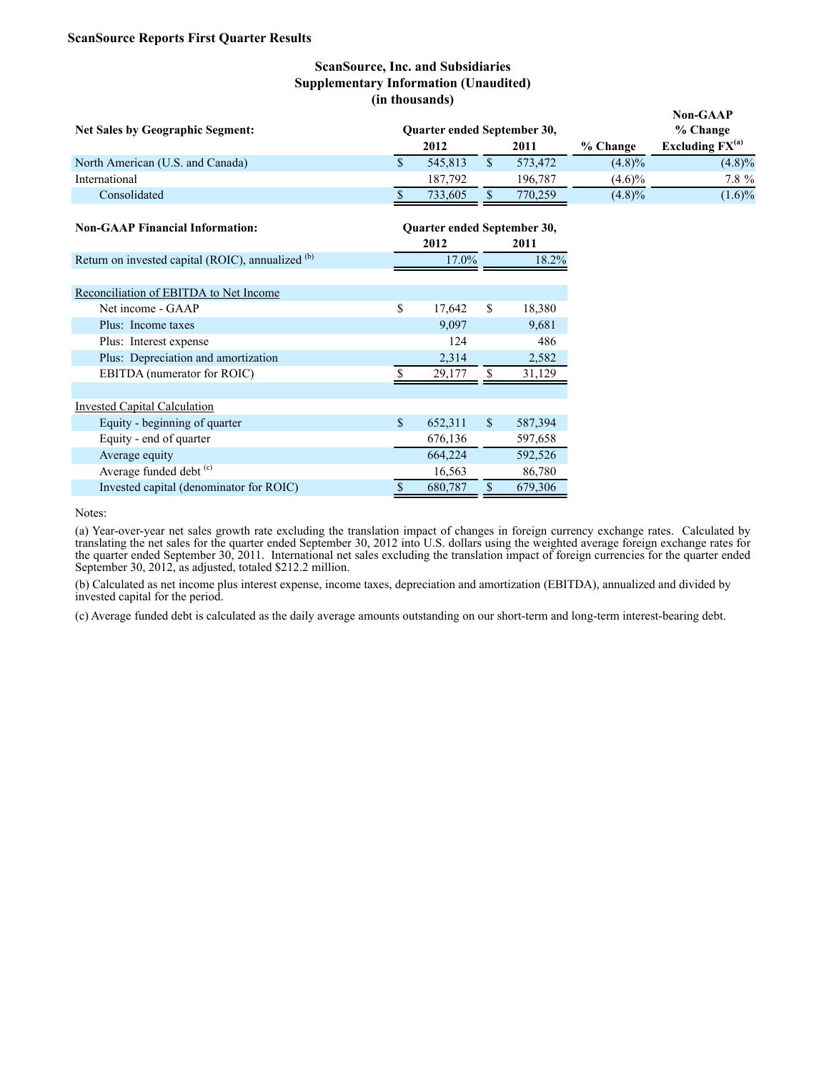**ScanSource Reports First Quarter Results**

**ScanSource, Inc. and Subsidiaries**
**Supplementary Information (Unaudited)**
**(in thousands)**

| Net Sales by Geographic Segment: | Quarter ended September 30, 2012 | 2011 | % Change | Non-GAAP % Change Excluding FX[(a)] |
|---|---|---|---|---|
| North American (U.S. and Canada) | $ 545,813 | $ 573,472 | (4.8)% | (4.8)% |
| International | 187,792 | 196,787 | (4.6)% | 7.8 % |
| Consolidated | $ 733,605 | $ 770,259 | (4.8)% | (1.6)% |

| Non-GAAP Financial Information: | Quarter ended September 30, 2012 | 2011 |
|---|---|---|
| Return on invested capital (ROIC), annualized [(b)] | 17.0% | 18.2% |
| Reconciliation of EBITDA to Net Income | | |
| Net income - GAAP | $ 17,642 | $ 18,380 |
| Plus: Income taxes | 9,097 | 9,681 |
| Plus: Interest expense | 124 | 486 |
| Plus: Depreciation and amortization | 2,314 | 2,582 |
| EBITDA (numerator for ROIC) | $ 29,177 | $ 31,129 |
| | | |
| Invested Capital Calculation | | |
| Equity - beginning of quarter | $ 652,311 | $ 587,394 |
| Equity - end of quarter | 676,136 | 597,658 |
| Average equity | 664,224 | 592,526 |
| Average funded debt [(c)] | 16,563 | 86,780 |
| Invested capital (denominator for ROIC) | $ 680,787 | $ 679,306 |

Notes:

(a) Year-over-year net sales growth rate excluding the translation impact of changes in foreign currency exchange rates. Calculated by translating the net sales for the quarter ended September 30, 2012 into U.S. dollars using the weighted average foreign exchange rates for the quarter ended September 30, 2011. International net sales excluding the translation impact of foreign currencies for the quarter ended September 30, 2012, as adjusted, totaled $212.2 million.

(b) Calculated as net income plus interest expense, income taxes, depreciation and amortization (EBITDA), annualized and divided by invested capital for the period.

(c) Average funded debt is calculated as the daily average amounts outstanding on our short-term and long-term interest-bearing debt.